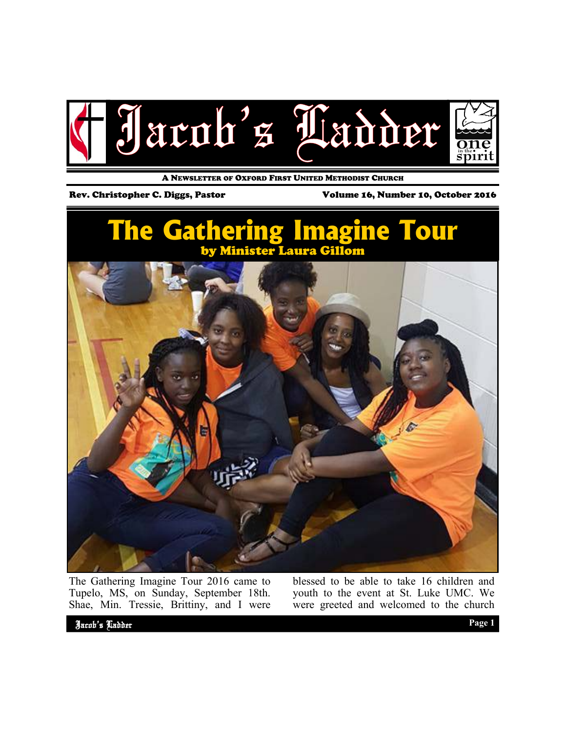# Jacob's Ladder

A NEWSLETTER OF OXFORD FIRST UNITED METHODIST CHURCH

**Rev. Christopher C. Diggs, Pastor** | **Volume 16, Number 10, October 2016**

## The Gathering Imagine Tour

**by Minister Laura Gillom**

The Gathering Imagine Tour 2016 came to Tupelo, MS, on Sunday, September 18th. Shae, Min. Tressie, Brittiny, and I were blessed to be able to take 16 children and youth to the event at St. Luke UMC. We were greeted and welcomed to the church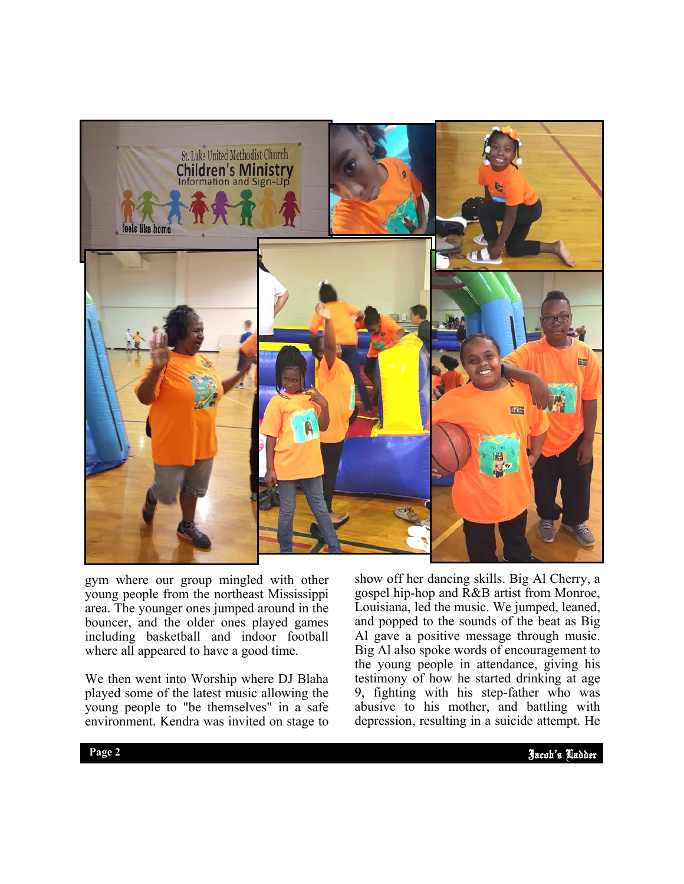gym where our group mingled with other young people from the northeast Mississippi area. The younger ones jumped around in the bouncer, and the older ones played games including basketball and indoor football where all appeared to have a good time.

We then went into Worship where DJ Blaha played some of the latest music allowing the young people to "be themselves" in a safe environment. Kendra was invited on stage to show off her dancing skills. Big Al Cherry, a gospel hip-hop and R&B artist from Monroe, Louisiana, led the music. We jumped, leaned, and popped to the sounds of the beat as Big Al gave a positive message through music. Big Al also spoke words of encouragement to the young people in attendance, giving his testimony of how he started drinking at age 9, fighting with his step-father who was abusive to his mother, and battling with depression, resulting in a suicide attempt. He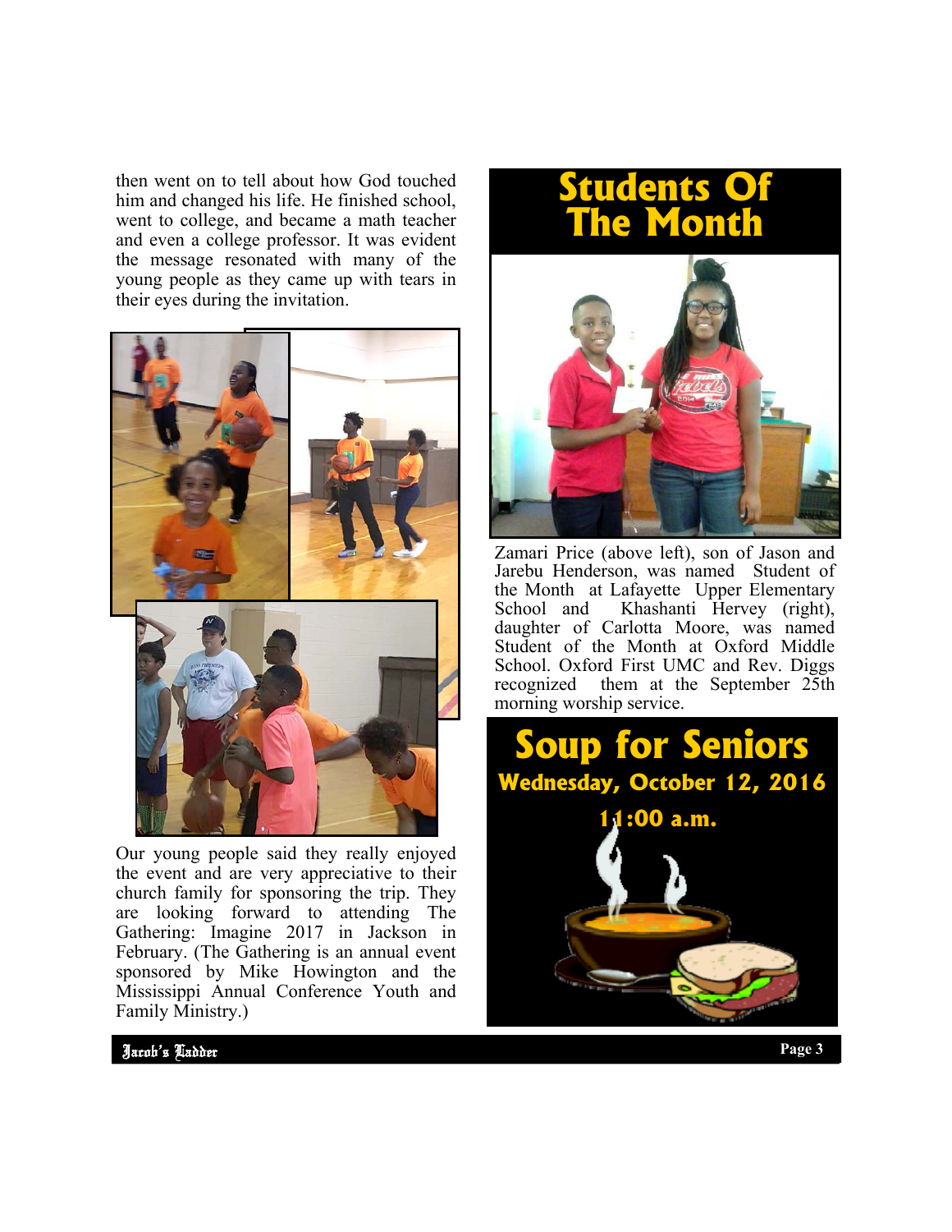then went on to tell about how God touched him and changed his life. He finished school, went to college, and became a math teacher and even a college professor. It was evident the message resonated with many of the young people as they came up with tears in their eyes during the invitation.

Our young people said they really enjoyed the event and are very appreciative to their church family for sponsoring the trip. They are looking forward to attending The Gathering: Imagine 2017 in Jackson in February. (The Gathering is an annual event sponsored by Mike Howington and the Mississippi Annual Conference Youth and Family Ministry.)

# Students Of The Month

Zamari Price (above left), son of Jason and Jarebu Henderson, was named Student of the Month at Lafayette Upper Elementary School and Khashanti Hervey (right), daughter of Carlotta Moore, was named Student of the Month at Oxford Middle School. Oxford First UMC and Rev. Diggs recognized them at the September 25th morning worship service.

# Soup for Seniors

**Wednesday, October 12, 2016**

**11:00 a.m.**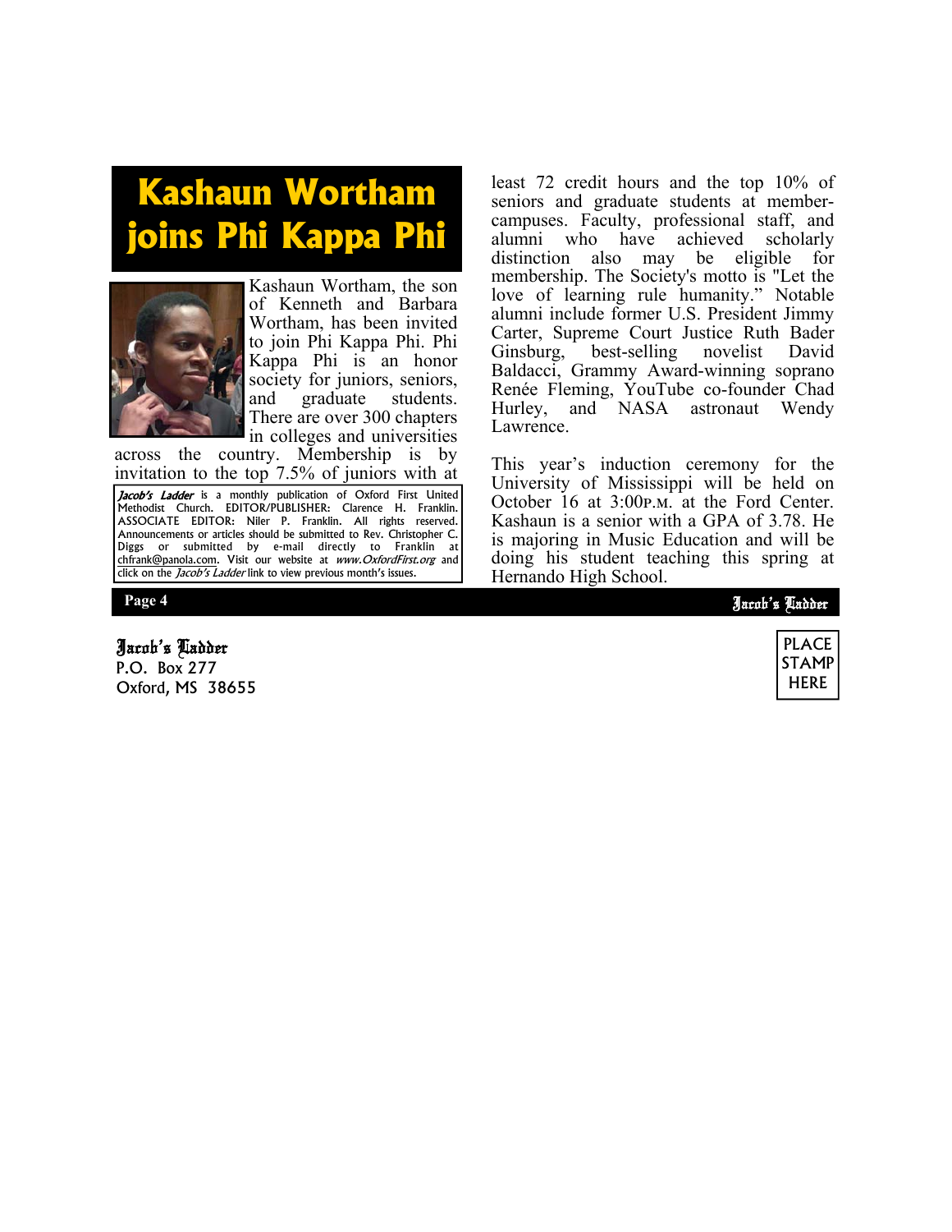# Kashaun Wortham joins Phi Kappa Phi

Kashaun Wortham, the son of Kenneth and Barbara Wortham, has been invited to join Phi Kappa Phi. Phi Kappa Phi is an honor society for juniors, seniors, and graduate students. There are over 300 chapters in colleges and universities across the country. Membership is by invitation to the top 7.5% of juniors with at least 72 credit hours and the top 10% of seniors and graduate students at member-campuses. Faculty, professional staff, and alumni who have achieved scholarly distinction also may be eligible for membership. The Society's motto is "Let the love of learning rule humanity." Notable alumni include former U.S. President Jimmy Carter, Supreme Court Justice Ruth Bader Ginsburg, best-selling novelist David Baldacci, Grammy Award-winning soprano Renée Fleming, YouTube co-founder Chad Hurley, and NASA astronaut Wendy Lawrence.

This year's induction ceremony for the University of Mississippi will be held on October 16 at 3:00P.M. at the Ford Center. Kashaun is a senior with a GPA of 3.78. He is majoring in Music Education and will be doing his student teaching this spring at Hernando High School.

*Jacob's Ladder* is a monthly publication of Oxford First United Methodist Church. EDITOR/PUBLISHER: Clarence H. Franklin. ASSOCIATE EDITOR: Niler P. Franklin. All rights reserved. Announcements or articles should be submitted to Rev. Christopher C. Diggs or submitted by e-mail directly to Franklin at chfrank@panola.com. Visit our website at *www.OxfordFirst.org* and click on the *Jacob's Ladder* link to view previous month's issues.

Jacob's Ladder
P.O. Box 277
Oxford, MS 38655

PLACE STAMP HERE